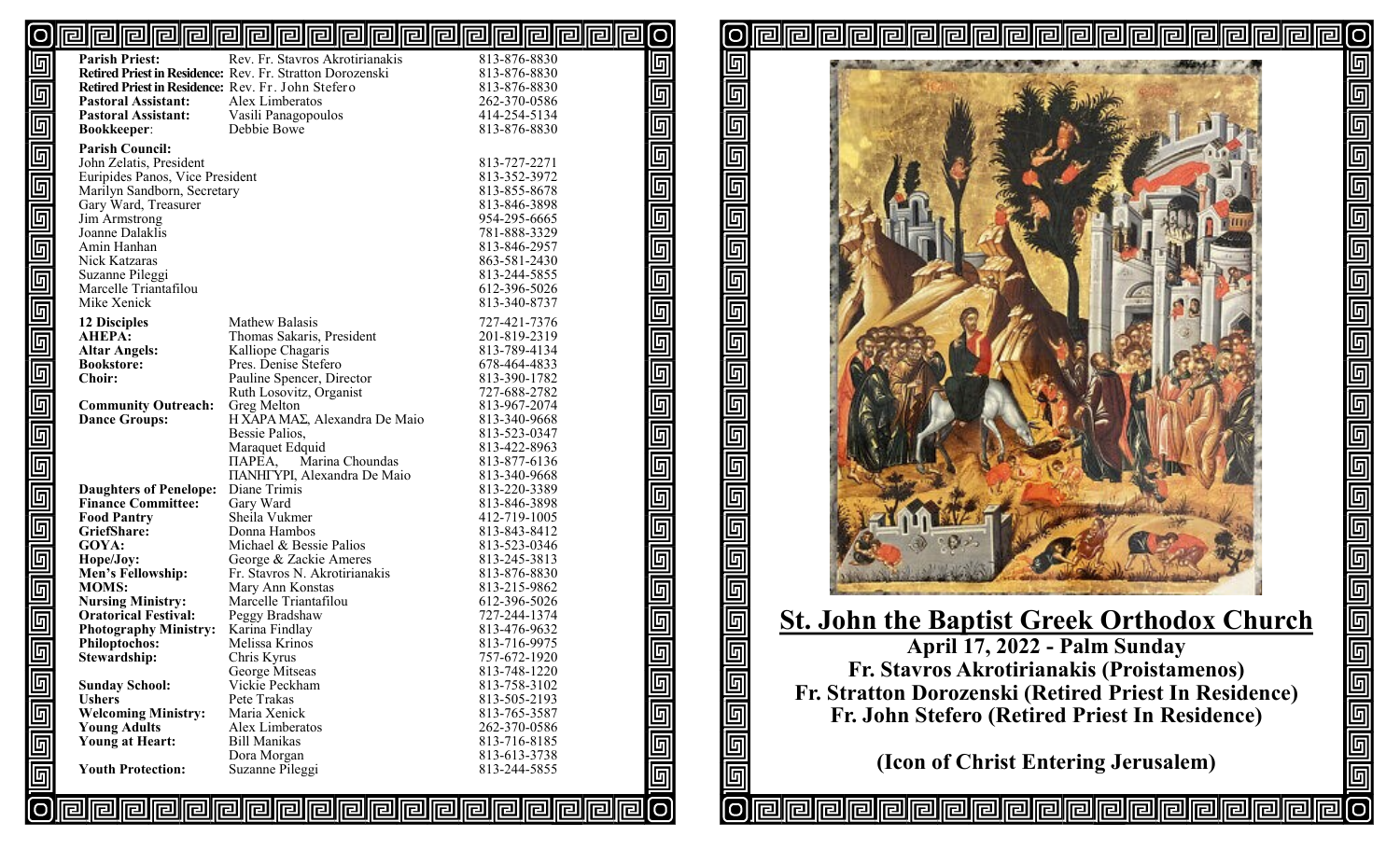| | | |
|---|---|---|
| **Parish Priest:** | Rev. Fr. Stavros Akrotirianakis | 813-876-8830 |
| **Retired Priest in Residence:** | Rev. Fr. Stratton Dorozenski | 813-876-8830 |
| **Retired Priest in Residence:** | Rev. Fr. John Stefero | 813-876-8830 |
| **Pastoral Assistant:** | Alex Limberatos | 262-370-0586 |
| **Pastoral Assistant:** | Vasili Panagopoulos | 414-254-5134 |
| **Bookkeeper**: | Debbie Bowe | 813-876-8830 |

**Parish Council:**

| | |
|---|---|
| John Zelatis, President | 813-727-2271 |
| Euripides Panos, Vice President | 813-352-3972 |
| Marilyn Sandborn, Secretary | 813-855-8678 |
| Gary Ward, Treasurer | 813-846-3898 |
| Jim Armstrong | 954-295-6665 |
| Joanne Dalaklis | 781-888-3329 |
| Amin Hanhan | 813-846-2957 |
| Nick Katzaras | 863-581-2430 |
| Suzanne Pileggi | 813-244-5855 |
| Marcelle Triantafilou | 612-396-5026 |
| Mike Xenick | 813-340-8737 |

| | | |
|---|---|---|
| **12 Disciples** | Mathew Balasis | 727-421-7376 |
| **AHEPA:** | Thomas Sakaris, President | 201-819-2319 |
| **Altar Angels:** | Kalliope Chagaris | 813-789-4134 |
| **Bookstore:** | Pres. Denise Stefero | 678-464-4833 |
| **Choir:** | Pauline Spencer, Director | 813-390-1782 |
| | Ruth Losovitz, Organist | 727-688-2782 |
| **Community Outreach:** | Greg Melton | 813-967-2074 |
| **Dance Groups:** | Η ΧΑΡΑ ΜΑΣ, Alexandra De Maio | 813-340-9668 |
| | Bessie Palios, | 813-523-0347 |
| | Maraquet Edquid | 813-422-8963 |
| | ΠΑΡΕΑ, Marina Choundas | 813-877-6136 |
| | ΠΑΝΗΓΥΡΙ, Alexandra De Maio | 813-340-9668 |
| **Daughters of Penelope:** | Diane Trimis | 813-220-3389 |
| **Finance Committee:** | Gary Ward | 813-846-3898 |
| **Food Pantry** | Sheila Vukmer | 412-719-1005 |
| **GriefShare:** | Donna Hambos | 813-843-8412 |
| **GOYA:** | Michael & Bessie Palios | 813-523-0346 |
| **Hope/Joy:** | George & Zackie Ameres | 813-245-3813 |
| **Men's Fellowship:** | Fr. Stavros N. Akrotirianakis | 813-876-8830 |
| **MOMS:** | Mary Ann Konstas | 813-215-9862 |
| **Nursing Ministry:** | Marcelle Triantafilou | 612-396-5026 |
| **Oratorical Festival:** | Peggy Bradshaw | 727-244-1374 |
| **Photography Ministry:** | Karina Findlay | 813-476-9632 |
| **Philoptochos:** | Melissa Krinos | 813-716-9975 |
| **Stewardship:** | Chris Kyrus | 757-672-1920 |
| | George Mitseas | 813-748-1220 |
| **Sunday School:** | Vickie Peckham | 813-758-3102 |
| **Ushers** | Pete Trakas | 813-505-2193 |
| **Welcoming Ministry:** | Maria Xenick | 813-765-3587 |
| **Young Adults** | Alex Limberatos | 262-370-0586 |
| **Young at Heart:** | Bill Manikas | 813-716-8185 |
| | Dora Morgan | 813-613-3738 |
| **Youth Protection:** | Suzanne Pileggi | 813-244-5855 |

# St. John the Baptist Greek Orthodox Church

**April 17, 2022 - Palm Sunday**

**Fr. Stavros Akrotirianakis (Proistamenos)**

**Fr. Stratton Dorozenski (Retired Priest In Residence)**

**Fr. John Stefero (Retired Priest In Residence)**

**(Icon of Christ Entering Jerusalem)**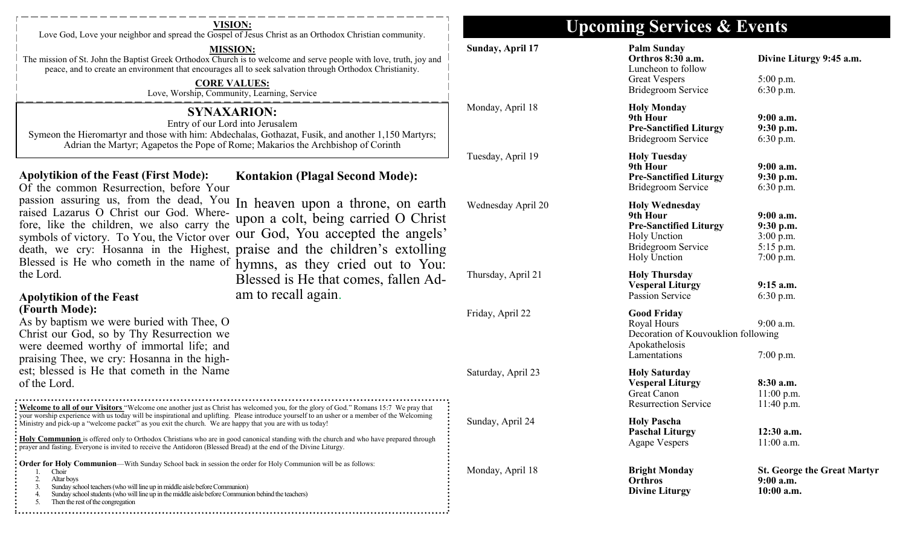**VISION:**

Love God, Love your neighbor and spread the Gospel of Jesus Christ as an Orthodox Christian community.

**MISSION:**

The mission of St. John the Baptist Greek Orthodox Church is to welcome and serve people with love, truth, joy and peace, and to create an environment that encourages all to seek salvation through Orthodox Christianity.

**CORE VALUES:**

Love, Worship, Community, Learning, Service

## SYNAXARION:

Entry of our Lord into Jerusalem

Symeon the Hieromartyr and those with him: Abdechalas, Gothazat, Fusik, and another 1,150 Martyrs; Adrian the Martyr; Agapetos the Pope of Rome; Makarios the Archbishop of Corinth

**Apolytikion of the Feast (First Mode):**

Of the common Resurrection, before Your passion assuring us, from the dead, You raised Lazarus O Christ our God. Wherefore, like the children, we also carry the symbols of victory. To You, the Victor over death, we cry: Hosanna in the Highest, Blessed is He who cometh in the name of the Lord.

**Apolytikion of the Feast (Fourth Mode):**

As by baptism we were buried with Thee, O Christ our God, so by Thy Resurrection we were deemed worthy of immortal life; and praising Thee, we cry: Hosanna in the highest; blessed is He that cometh in the Name of the Lord.

**Kontakion (Plagal Second Mode):**

In heaven upon a throne, on earth upon a colt, being carried O Christ our God, You accepted the angels' praise and the children's extolling hymns, as they cried out to You: Blessed is He that comes, fallen Adam to recall again.

**Welcome to all of our Visitors** "Welcome one another just as Christ has welcomed you, for the glory of God." Romans 15:7 We pray that your worship experience with us today will be inspirational and uplifting. Please introduce yourself to an usher or a member of the Welcoming Ministry and pick-up a "welcome packet" as you exit the church. We are happy that you are with us today!

**Holy Communion** is offered only to Orthodox Christians who are in good canonical standing with the church and who have prepared through prayer and fasting. Everyone is invited to receive the Antidoron (Blessed Bread) at the end of the Divine Liturgy.

**Order for Holy Communion**—With Sunday School back in session the order for Holy Communion will be as follows:

1. Choir
2. Altar boys
3. Sunday school teachers (who will line up in middle aisle before Communion)
4. Sunday school students (who will line up in the middle aisle before Communion behind the teachers)
5. Then the rest of the congregation

# Upcoming Services & Events

| Date | Service | Time |
|---|---|---|
| Sunday, April 17 | **Palm Sunday** | |
| | **Orthros 8:30 a.m.** | **Divine Liturgy 9:45 a.m.** |
| | Luncheon to follow | |
| | Great Vespers | 5:00 p.m. |
| | Bridegroom Service | 6:30 p.m. |
| Monday, April 18 | **Holy Monday** | |
| | **9th Hour** | **9:00 a.m.** |
| | **Pre-Sanctified Liturgy** | **9:30 p.m.** |
| | Bridegroom Service | 6:30 p.m. |
| Tuesday, April 19 | **Holy Tuesday** | |
| | **9th Hour** | **9:00 a.m.** |
| | **Pre-Sanctified Liturgy** | **9:30 p.m.** |
| | Bridegroom Service | 6:30 p.m. |
| Wednesday April 20 | **Holy Wednesday** | |
| | **9th Hour** | **9:00 a.m.** |
| | **Pre-Sanctified Liturgy** | **9:30 p.m.** |
| | Holy Unction | 3:00 p.m. |
| | Bridegroom Service | 5:15 p.m. |
| | Holy Unction | 7:00 p.m. |
| Thursday, April 21 | **Holy Thursday** | |
| | **Vesperal Liturgy** | **9:15 a.m.** |
| | Passion Service | 6:30 p.m. |
| Friday, April 22 | **Good Friday** | |
| | Royal Hours | 9:00 a.m. |
| | Decoration of Kouvouklion following | |
| | Apokathelosis | |
| | Lamentations | 7:00 p.m. |
| Saturday, April 23 | **Holy Saturday** | |
| | **Vesperal Liturgy** | **8:30 a.m.** |
| | Great Canon | 11:00 p.m. |
| | Resurrection Service | 11:40 p.m. |
| Sunday, April 24 | **Holy Pascha** | |
| | **Paschal Liturgy** | **12:30 a.m.** |
| | Agape Vespers | 11:00 a.m. |
| Monday, April 18 | **Bright Monday** | **St. George the Great Martyr** |
| | **Orthros** | **9:00 a.m.** |
| | **Divine Liturgy** | **10:00 a.m.** |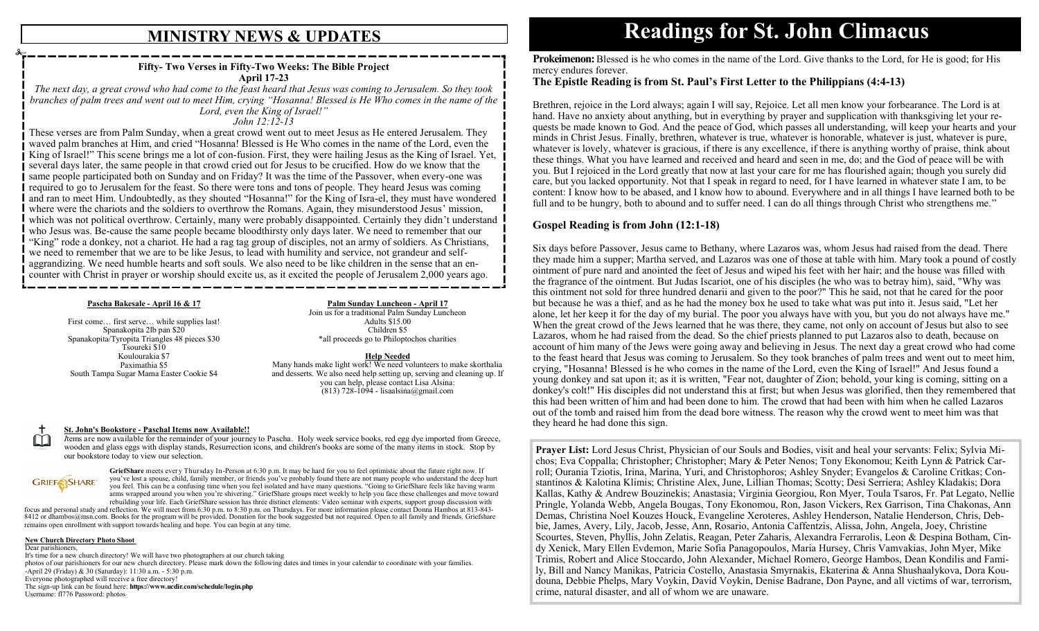# MINISTRY NEWS & UPDATES

### Fifty- Two Verses in Fifty-Two Weeks: The Bible Project

**April 17-23**

*The next day, a great crowd who had come to the feast heard that Jesus was coming to Jerusalem. So they took branches of palm trees and went out to meet Him, crying "Hosanna! Blessed is He Who comes in the name of the Lord, even the King of Israel!"*

*John 12:12-13*

These verses are from Palm Sunday, when a great crowd went out to meet Jesus as He entered Jerusalem. They waved palm branches at Him, and cried "Hosanna! Blessed is He Who comes in the name of the Lord, even the King of Israel!" This scene brings me a lot of con-fusion. First, they were hailing Jesus as the King of Israel. Yet, several days later, the same people in that crowd cried out for Jesus to be crucified. How do we know that the same people participated both on Sunday and on Friday? It was the time of the Passover, when every-one was required to go to Jerusalem for the feast. So there were tons and tons of people. They heard Jesus was coming and ran to meet Him. Undoubtedly, as they shouted "Hosanna!" for the King of Isra-el, they must have wondered where were the chariots and the soldiers to overthrow the Romans. Again, they misunderstood Jesus' mission, which was not political overthrow. Certainly, many were probably disappointed. Certainly they didn't understand who Jesus was. Be-cause the same people became bloodthirsty only days later. We need to remember that our "King" rode a donkey, not a chariot. He had a rag tag group of disciples, not an army of soldiers. As Christians, we need to remember that we are to be like Jesus, to lead with humility and service, not grandeur and self-aggrandizing. We need humble hearts and soft souls. We also need to be like children in the sense that an en-counter with Christ in prayer or worship should excite us, as it excited the people of Jerusalem 2,000 years ago.

### Pascha Bakesale - April 16 & 17

First come… first serve… while supplies last!
Spanakopita 2lb pan $20
Spanakopita/Tyropita Triangles 48 pieces $30
Tsoureki $10
Koulourakia $7
Paximathia $5
South Tampa Sugar Mama Easter Cookie $4

### Palm Sunday Luncheon - April 17

Join us for a traditional Palm Sunday Luncheon
Adults $15.00
Children $5
*all proceeds go to Philoptochos charities

**Help Needed**

Many hands make light work! We need volunteers to make skorthalia and desserts. We also need help setting up, serving and cleaning up. If you can help, please contact Lisa Alsina:
(813) 728-1094 - lisaalsina@gmail.com

### St. John's Bookstore - Paschal Items now Available!!

Items are now available for the remainder of your journey to Pascha. Holy week service books, red egg dye imported from Greece, wooden and glass eggs with display stands, Resurrection icons, and children's books are some of the many items in stock. Stop by our bookstore today to view our selection.

**GriefShare** meets every Thursday In-Person at 6:30 p.m. It may be hard for you to feel optimistic about the future right now. If you've lost a spouse, child, family member, or friends you've probably found there are not many people who understand the deep hurt you feel. This can be a confusing time when you feel isolated and have many questions. "Going to GriefShare feels like having warm arms wrapped around you when you're shivering." GriefShare groups meet weekly to help you face these challenges and move toward rebuilding your life. Each GriefShare session has three distinct elements: Video seminar with experts, support group discussion with focus and personal study and reflection. We will meet from 6:30 p.m. to 8:30 p.m. on Thursdays. For more information please contact Donna Hambos at 813-843-8412 or dhambos@msn.com. Books for the program will be provided. Donation for the book suggested but not required. Open to all family and friends. Griefshare remains open enrollment with support towards healing and hope. You can begin at any time.

### New Church Directory Photo Shoot

Dear parishioners,
It's time for a new church directory! We will have two photographers at our church taking photos of our parishioners for our new church directory. Please mark down the following dates and times in your calendar to coordinate with your families.
-April 29 (Friday) & 30 (Saturday): 11:30 a.m. - 5:30 p.m.
Everyone photographed will receive a free directory!
The sign-up link can be found here: **https://www.ucdir.com/schedule/login.php**
Username: fl776 Password: photos

# Readings for St. John Climacus

**Prokeimenon:** Blessed is he who comes in the name of the Lord. Give thanks to the Lord, for He is good; for His mercy endures forever.

### The Epistle Reading is from St. Paul's First Letter to the Philippians (4:4-13)

Brethren, rejoice in the Lord always; again I will say, Rejoice. Let all men know your forbearance. The Lord is at hand. Have no anxiety about anything, but in everything by prayer and supplication with thanksgiving let your requests be made known to God. And the peace of God, which passes all understanding, will keep your hearts and your minds in Christ Jesus. Finally, brethren, whatever is true, whatever is honorable, whatever is just, whatever is pure, whatever is lovely, whatever is gracious, if there is any excellence, if there is anything worthy of praise, think about these things. What you have learned and received and heard and seen in me, do; and the God of peace will be with you. But I rejoiced in the Lord greatly that now at last your care for me has flourished again; though you surely did care, but you lacked opportunity. Not that I speak in regard to need, for I have learned in whatever state I am, to be content: I know how to be abased, and I know how to abound. Everywhere and in all things I have learned both to be full and to be hungry, both to abound and to suffer need. I can do all things through Christ who strengthens me."

### Gospel Reading is from John (12:1-18)

Six days before Passover, Jesus came to Bethany, where Lazaros was, whom Jesus had raised from the dead. There they made him a supper; Martha served, and Lazaros was one of those at table with him. Mary took a pound of costly ointment of pure nard and anointed the feet of Jesus and wiped his feet with her hair; and the house was filled with the fragrance of the ointment. But Judas Iscariot, one of his disciples (he who was to betray him), said, "Why was this ointment not sold for three hundred denarii and given to the poor?" This he said, not that he cared for the poor but because he was a thief, and as he had the money box he used to take what was put into it. Jesus said, "Let her alone, let her keep it for the day of my burial. The poor you always have with you, but you do not always have me." When the great crowd of the Jews learned that he was there, they came, not only on account of Jesus but also to see Lazaros, whom he had raised from the dead. So the chief priests planned to put Lazaros also to death, because on account of him many of the Jews were going away and believing in Jesus. The next day a great crowd who had come to the feast heard that Jesus was coming to Jerusalem. So they took branches of palm trees and went out to meet him, crying, "Hosanna! Blessed is he who comes in the name of the Lord, even the King of Israel!" And Jesus found a young donkey and sat upon it; as it is written, "Fear not, daughter of Zion; behold, your king is coming, sitting on a donkey's colt!" His disciples did not understand this at first; but when Jesus was glorified, then they remembered that this had been written of him and had been done to him. The crowd that had been with him when he called Lazaros out of the tomb and raised him from the dead bore witness. The reason why the crowd went to meet him was that they heard he had done this sign.

**Prayer List:** Lord Jesus Christ, Physician of our Souls and Bodies, visit and heal your servants: Felix; Sylvia Michos; Eva Coppalla; Christopher; Christopher; Mary & Peter Nenos; Tony Ekonomou; Keith Lynn & Patrick Carroll; Ourania Tziotis, Irina, Marina, Yuri, and Christophoros; Ashley Snyder; Evangelos & Caroline Critkas; Constantinos & Kalotina Klimis; Christine Alex, June, Lillian Thomas; Scotty; Desi Serriera; Ashley Kladakis; Dora Kallas, Kathy & Andrew Bouzinekis; Anastasia; Virginia Georgiou, Ron Myer, Toula Tsaros, Fr. Pat Legato, Nellie Pringle, Yolanda Webb, Angela Bougas, Tony Ekonomou, Ron, Jason Vickers, Rex Garrison, Tina Chakonas, Ann Demas, Christina Noel Kouzes Houck, Evangeline Xeroteres, Ashley Henderson, Natalie Henderson, Chris, Debbie, James, Avery, Lily, Jacob, Jesse, Ann, Rosario, Antonia Caffentzis, Alissa, John, Angela, Joey, Christine Scourtes, Steven, Phyllis, John Zelatis, Reagan, Peter Zaharis, Alexandra Ferrarolis, Leon & Despina Botham, Cindy Xenick, Mary Ellen Evdemon, Marie Sofia Panagopoulos, Maria Hursey, Chris Vamvakias, John Myer, Mike Trimis, Robert and Alice Stoccardo, John Alexander, Michael Romero, George Hambos, Dean Kondilis and Family, Bill and Nancy Manikas, Patricia Costello, Anastasia Smyrnakis, Ekaterina & Anna Shushaalykova, Dora Koudouna, Debbie Phelps, Mary Voykin, David Voykin, Denise Badrane, Don Payne, and all victims of war, terrorism, crime, natural disaster, and all of whom we are unaware.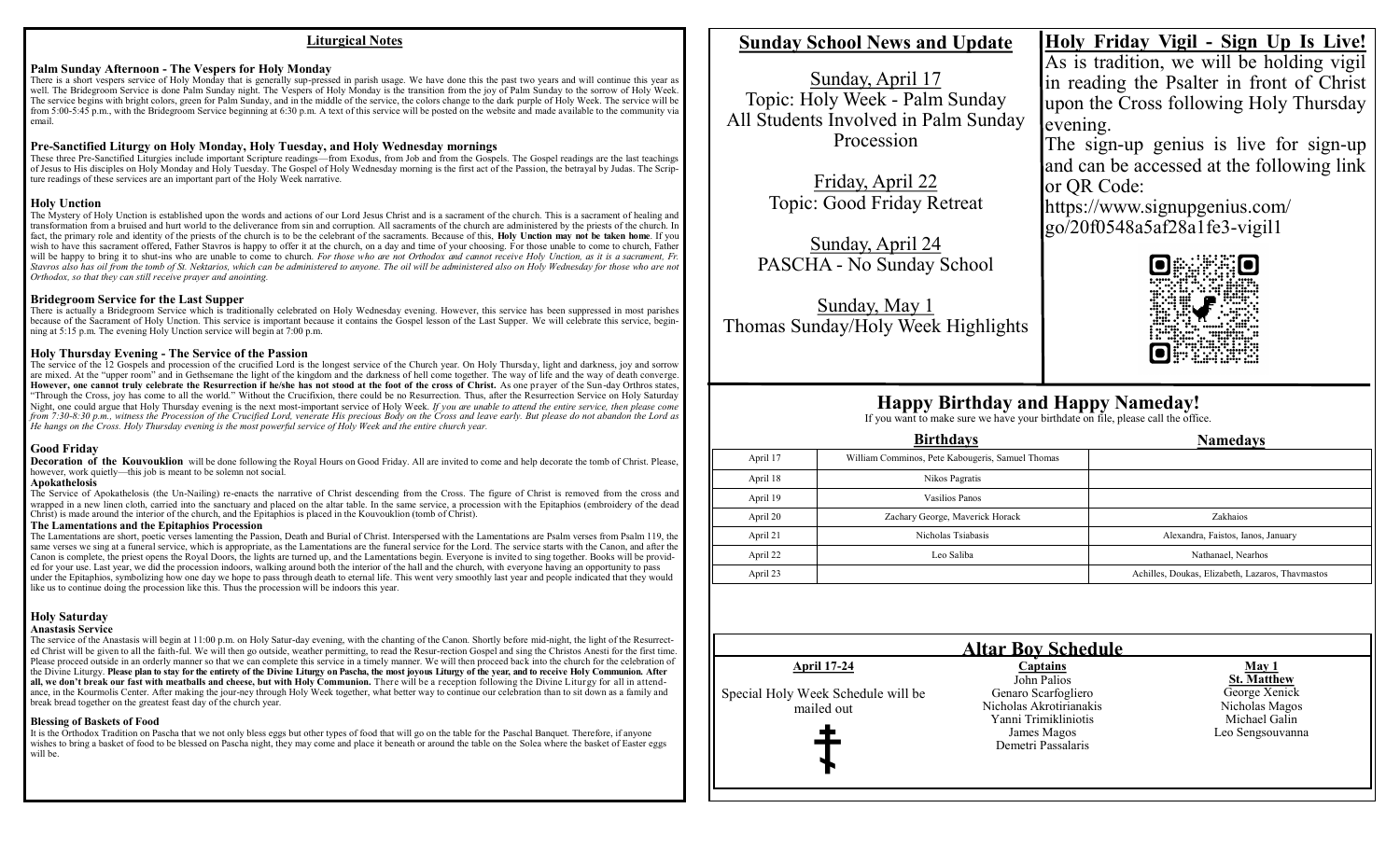## Liturgical Notes

### Palm Sunday Afternoon - The Vespers for Holy Monday

There is a short vespers service of Holy Monday that is generally supp-pressed in parish usage. We have done this the past two years and will continue this year as well. The Bridegroom Service is done Palm Sunday night. The Vespers of Holy Monday is the transition from the joy of Palm Sunday to the sorrow of Holy Week. The service begins with bright colors, green for Palm Sunday, and in the middle of the service, the colors change to the dark purple of Holy Week. The service will be from 5:00-5:45 p.m., with the Bridegroom Service beginning at 6:30 p.m. A text of this service will be posted on the website and made available to the community via email.

### Pre-Sanctified Liturgy on Holy Monday, Holy Tuesday, and Holy Wednesday mornings

These three Pre-Sanctified Liturgies include important Scripture readings—from Exodus, from Job and from the Gospels. The Gospel readings are the last teachings of Jesus to His disciples on Holy Monday and Holy Tuesday. The Gospel of Holy Wednesday morning is the first act of the Passion, the betrayal by Judas. The Scripture readings of these services are an important part of the Holy Week narrative.

### Holy Unction

The Mystery of Holy Unction is established upon the words and actions of our Lord Jesus Christ and is a sacrament of the church. This is a sacrament of healing and transformation from a bruised and hurt world to the deliverance from sin and corruption. All sacraments of the church are administered by the priests of the church. In fact, the primary role and identity of the priests of the church is to be the celebrant of the sacraments. Because of this, **Holy Unction may not be taken home**. If you wish to have this sacrament offered, Father Stavros is happy to offer it at the church, on a day and time of your choosing. For those unable to come to church, Father will be happy to bring it to shut-ins who are unable to come to church. *For those who are not Orthodox and cannot receive Holy Unction, as it is a sacrament, Fr. Stavros also has oil from the tomb of St. Nektarios, which can be administered to anyone. The oil will be administered also on Holy Wednesday for those who are not Orthodox, so that they can still receive prayer and anointing.*

### Bridegroom Service for the Last Supper

There is actually a Bridegroom Service which is traditionally celebrated on Holy Wednesday evening. However, this service has been suppressed in most parishes because of the Sacrament of Holy Unction. This service is important because it contains the Gospel lesson of the Last Supper. We will celebrate this service, beginning at 5:15 p.m. The evening Holy Unction service will begin at 7:00 p.m.

### Holy Thursday Evening - The Service of the Passion

The service of the 12 Gospels and procession of the crucified Lord is the longest service of the Church year. On Holy Thursday, light and darkness, joy and sorrow are mixed. At the "upper room" and in Gethsemane the light of the kingdom and the darkness of hell come together. The way of life and the way of death converge. **However, one cannot truly celebrate the Resurrection if he/she has not stood at the foot of the cross of Christ.** As one prayer of the Sun-day Orthros states, "Through the Cross, joy has come to all the world." Without the Crucifixion, there could be no Resurrection. Thus, after the Resurrection Service on Holy Saturday Night, one could argue that Holy Thursday evening is the next most-important service of Holy Week. *If you are unable to attend the entire service, then please come from 7:30-8:30 p.m., witness the Procession of the Crucified Lord, venerate His precious Body on the Cross and leave early. But please do not abandon the Lord as He hangs on the Cross. Holy Thursday evening is the most powerful service of Holy Week and the entire church year.*

### Good Friday

**Decoration of the Kouvouklion** will be done following the Royal Hours on Good Friday. All are invited to come and help decorate the tomb of Christ. Please, however, work quietly—this job is meant to be solemn not social.

**Apokathelosis**

The Service of Apokathelosis (the Un-Nailing) re-enacts the narrative of Christ descending from the Cross. The figure of Christ is removed from the cross and wrapped in a new linen cloth, carried into the sanctuary and placed on the altar table. In the same service, a procession with the Epitaphios (embroidery of the dead Christ) is made around the interior of the church, and the Epitaphios is placed in the Kouvouklion (tomb of Christ).

**The Lamentations and the Epitaphios Procession**

The Lamentations are short, poetic verses lamenting the Passion, Death and Burial of Christ. Interspersed with the Lamentations are Psalm verses from Psalm 119, the same verses we sing at a funeral service, which is appropriate, as the Lamentations are the funeral service for the Lord. The service starts with the Canon, and after the Canon is complete, the priest opens the Royal Doors, the lights are turned up, and the Lamentations begin. Everyone is invited to sing together. Books will be provided for your use. Last year, we did the procession indoors, walking around both the interior of the hall and the church, with everyone having an opportunity to pass under the Epitaphios, symbolizing how one day we hope to pass through death to eternal life. This went very smoothly last year and people indicated that they would like us to continue doing the procession like this. Thus the procession will be indoors this year.

### Holy Saturday

**Anastasis Service**

The service of the Anastasis will begin at 11:00 p.m. on Holy Satur-day evening, with the chanting of the Canon. Shortly before mid-night, the light of the Resurrected Christ will be given to all the faith-ful. We will then go outside, weather permitting, to read the Resur-rection Gospel and sing the Christos Anesti for the first time. Please proceed outside in an orderly manner so that we can complete this service in a timely manner. We will then proceed back into the church for the celebration of the Divine Liturgy. **Please plan to stay for the entirety of the Divine Liturgy on Pascha, the most joyous Liturgy of the year, and to receive Holy Communion. After all, we don't break our fast with meatballs and cheese, but with Holy Communion.** There will be a reception following the Divine Liturgy for all in attendance, in the Kourmolis Center. After making the jour-ney through Holy Week together, what better way to continue our celebration than to sit down as a family and break bread together on the greatest feast day of the church year.

### Blessing of Baskets of Food

It is the Orthodox Tradition on Pascha that we not only bless eggs but other types of food that will go on the table for the Paschal Banquet. Therefore, if anyone wishes to bring a basket of food to be blessed on Pascha night, they may come and place it beneath or around the table on the Solea where the basket of Easter eggs will be.

## Sunday School News and Update

Sunday, April 17
Topic: Holy Week - Palm Sunday
All Students Involved in Palm Sunday Procession

Friday, April 22
Topic: Good Friday Retreat

Sunday, April 24
PASCHA - No Sunday School

Sunday, May 1
Thomas Sunday/Holy Week Highlights

## Holy Friday Vigil - Sign Up Is Live!

As is tradition, we will be holding vigil in reading the Psalter in front of Christ upon the Cross following Holy Thursday evening.

The sign-up genius is live for sign-up and can be accessed at the following link or QR Code:

https://www.signupgenius.com/go/20f0548a5af28a1fe3-vigil1

## Happy Birthday and Happy Nameday!

If you want to make sure we have your birthdate on file, please call the office.

| | Birthdays | Namedays |
|---|---|---|
| April 17 | William Comminos, Pete Kabougeris, Samuel Thomas | |
| April 18 | Nikos Pagratis | |
| April 19 | Vasilios Panos | |
| April 20 | Zachary George, Maverick Horack | Zakhaios |
| April 21 | Nicholas Tsiabasis | Alexandra, Faistos, Ianos, January |
| April 22 | Leo Saliba | Nathanael, Nearhos |
| April 23 | | Achilles, Doukas, Elizabeth, Lazaros, Thavmastos |

## Altar Boy Schedule

**April 17-24**

Special Holy Week Schedule will be mailed out

**Captains**
John Palios
Genaro Scarfogliero
Nicholas Akrotirianakis
Yanni Trimikliniotis
James Magos
Demetri Passalaris

**May 1**
**St. Matthew**
George Xenick
Nicholas Magos
Michael Galin
Leo Sengsouvanna